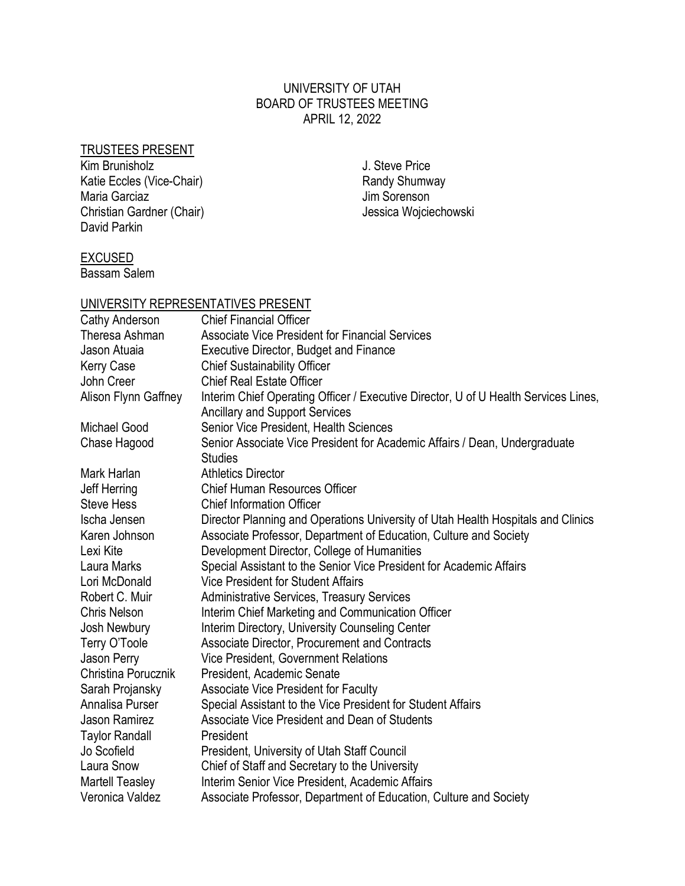# UNIVERSITY OF UTAH
## BOARD OF TRUSTEES MEETING
## APRIL 12, 2022

### TRUSTEES PRESENT

Kim Brunisholz
Katie Eccles (Vice-Chair)
Maria Garciaz
Christian Gardner (Chair)
David Parkin
J. Steve Price
Randy Shumway
Jim Sorenson
Jessica Wojciechowski

### EXCUSED

Bassam Salem

### UNIVERSITY REPRESENTATIVES PRESENT

| | |
|---|---|
| Cathy Anderson | Chief Financial Officer |
| Theresa Ashman | Associate Vice President for Financial Services |
| Jason Atuaia | Executive Director, Budget and Finance |
| Kerry Case | Chief Sustainability Officer |
| John Creer | Chief Real Estate Officer |
| Alison Flynn Gaffney | Interim Chief Operating Officer / Executive Director, U of U Health Services Lines, Ancillary and Support Services |
| Michael Good | Senior Vice President, Health Sciences |
| Chase Hagood | Senior Associate Vice President for Academic Affairs / Dean, Undergraduate Studies |
| Mark Harlan | Athletics Director |
| Jeff Herring | Chief Human Resources Officer |
| Steve Hess | Chief Information Officer |
| Ischa Jensen | Director Planning and Operations University of Utah Health Hospitals and Clinics |
| Karen Johnson | Associate Professor, Department of Education, Culture and Society |
| Lexi Kite | Development Director, College of Humanities |
| Laura Marks | Special Assistant to the Senior Vice President for Academic Affairs |
| Lori McDonald | Vice President for Student Affairs |
| Robert C. Muir | Administrative Services, Treasury Services |
| Chris Nelson | Interim Chief Marketing and Communication Officer |
| Josh Newbury | Interim Directory, University Counseling Center |
| Terry O'Toole | Associate Director, Procurement and Contracts |
| Jason Perry | Vice President, Government Relations |
| Christina Porucznik | President, Academic Senate |
| Sarah Projansky | Associate Vice President for Faculty |
| Annalisa Purser | Special Assistant to the Vice President for Student Affairs |
| Jason Ramirez | Associate Vice President and Dean of Students |
| Taylor Randall | President |
| Jo Scofield | President, University of Utah Staff Council |
| Laura Snow | Chief of Staff and Secretary to the University |
| Martell Teasley | Interim Senior Vice President, Academic Affairs |
| Veronica Valdez | Associate Professor, Department of Education, Culture and Society |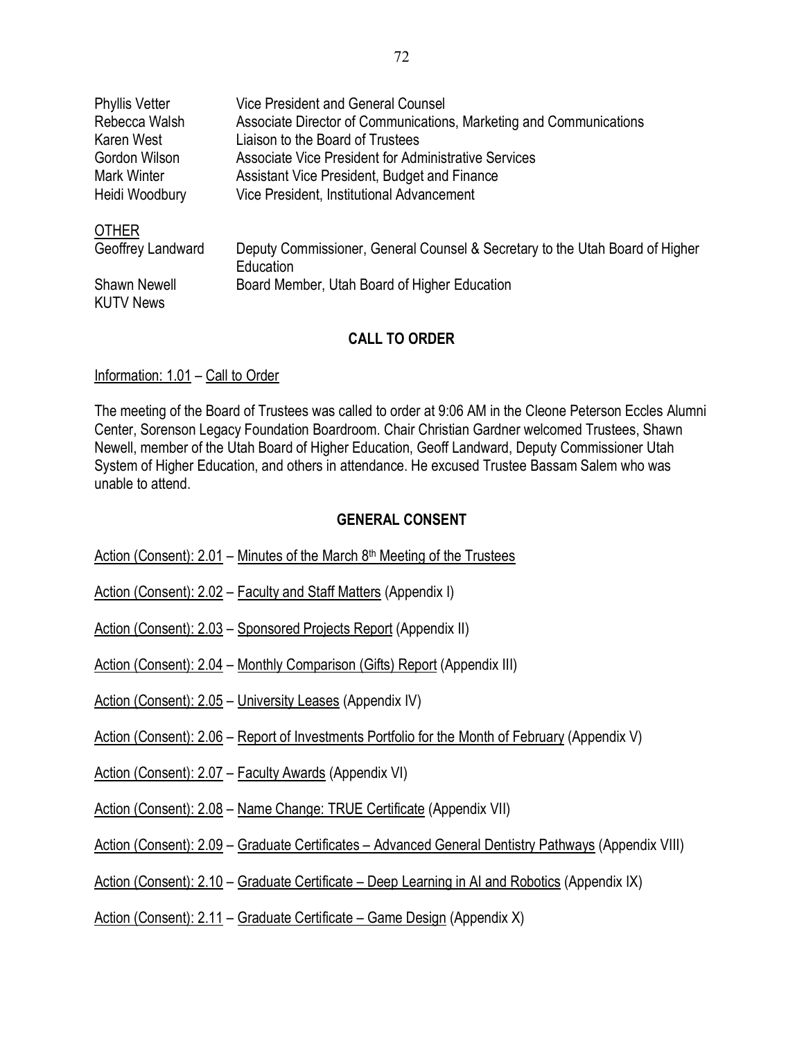| | |
|---|---|
| Phyllis Vetter | Vice President and General Counsel |
| Rebecca Walsh | Associate Director of Communications, Marketing and Communications |
| Karen West | Liaison to the Board of Trustees |
| Gordon Wilson | Associate Vice President for Administrative Services |
| Mark Winter | Assistant Vice President, Budget and Finance |
| Heidi Woodbury | Vice President, Institutional Advancement |

OTHER

| | |
|---|---|
| Geoffrey Landward | Deputy Commissioner, General Counsel & Secretary to the Utah Board of Higher Education |
| Shawn Newell | Board Member, Utah Board of Higher Education |
| KUTV News | |

## CALL TO ORDER

Information: 1.01 – Call to Order

The meeting of the Board of Trustees was called to order at 9:06 AM in the Cleone Peterson Eccles Alumni Center, Sorenson Legacy Foundation Boardroom. Chair Christian Gardner welcomed Trustees, Shawn Newell, member of the Utah Board of Higher Education, Geoff Landward, Deputy Commissioner Utah System of Higher Education, and others in attendance. He excused Trustee Bassam Salem who was unable to attend.

## GENERAL CONSENT

Action (Consent): 2.01 – Minutes of the March 8th Meeting of the Trustees

Action (Consent): 2.02 – Faculty and Staff Matters (Appendix I)

Action (Consent): 2.03 – Sponsored Projects Report (Appendix II)

Action (Consent): 2.04 – Monthly Comparison (Gifts) Report (Appendix III)

Action (Consent): 2.05 – University Leases (Appendix IV)

Action (Consent): 2.06 – Report of Investments Portfolio for the Month of February (Appendix V)

Action (Consent): 2.07 – Faculty Awards (Appendix VI)

Action (Consent): 2.08 – Name Change: TRUE Certificate (Appendix VII)

Action (Consent): 2.09 – Graduate Certificates – Advanced General Dentistry Pathways (Appendix VIII)

Action (Consent): 2.10 – Graduate Certificate – Deep Learning in AI and Robotics (Appendix IX)

Action (Consent): 2.11 – Graduate Certificate – Game Design (Appendix X)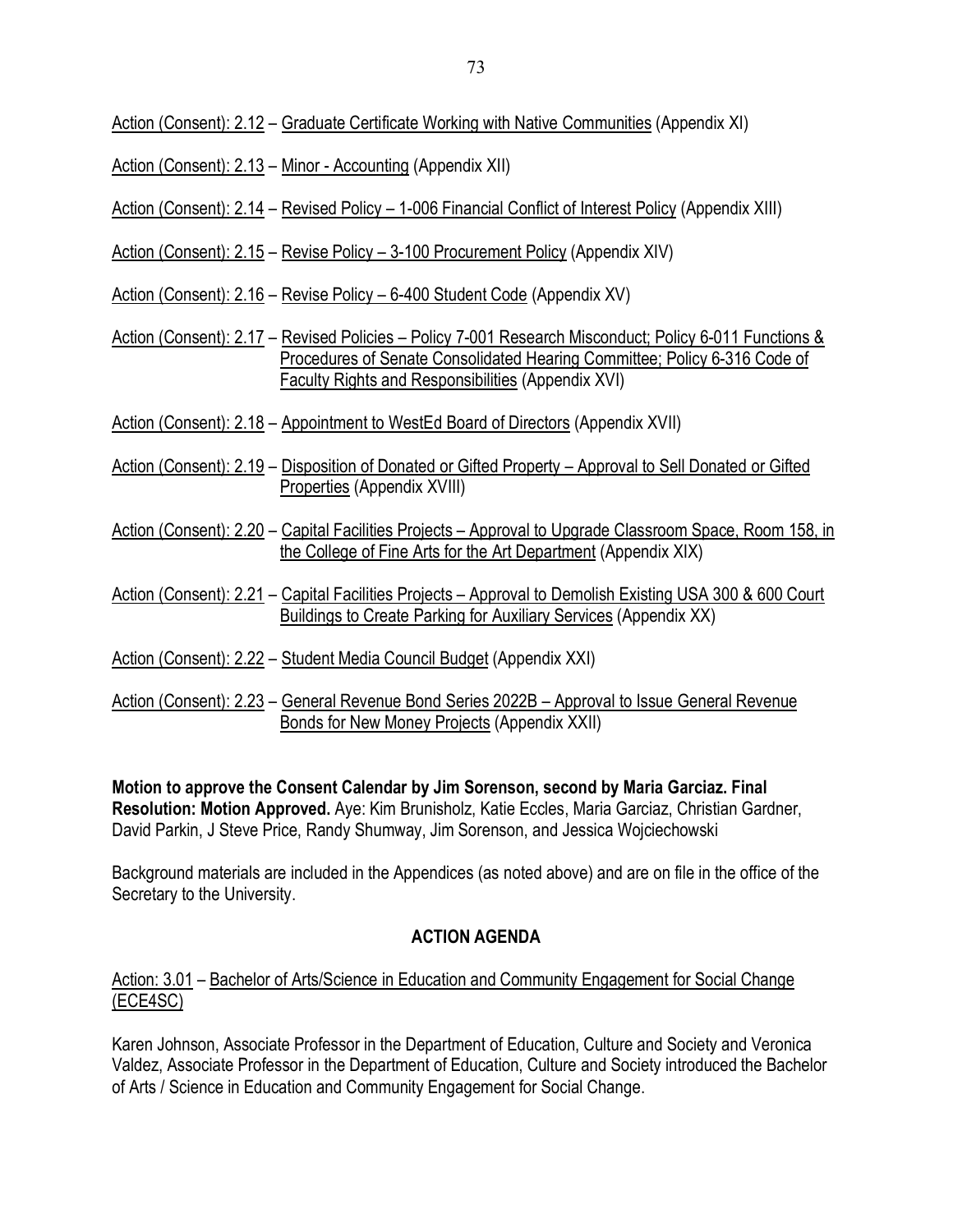Action (Consent): 2.12 – Graduate Certificate Working with Native Communities (Appendix XI)

Action (Consent): 2.13 – Minor - Accounting (Appendix XII)

Action (Consent): 2.14 – Revised Policy – 1-006 Financial Conflict of Interest Policy (Appendix XIII)

Action (Consent): 2.15 – Revise Policy – 3-100 Procurement Policy (Appendix XIV)

Action (Consent): 2.16 – Revise Policy – 6-400 Student Code (Appendix XV)

Action (Consent): 2.17 – Revised Policies – Policy 7-001 Research Misconduct; Policy 6-011 Functions & Procedures of Senate Consolidated Hearing Committee; Policy 6-316 Code of Faculty Rights and Responsibilities (Appendix XVI)

Action (Consent): 2.18 – Appointment to WestEd Board of Directors (Appendix XVII)

Action (Consent): 2.19 – Disposition of Donated or Gifted Property – Approval to Sell Donated or Gifted Properties (Appendix XVIII)

Action (Consent): 2.20 – Capital Facilities Projects – Approval to Upgrade Classroom Space, Room 158, in the College of Fine Arts for the Art Department (Appendix XIX)

Action (Consent): 2.21 – Capital Facilities Projects – Approval to Demolish Existing USA 300 & 600 Court Buildings to Create Parking for Auxiliary Services (Appendix XX)

Action (Consent): 2.22 – Student Media Council Budget (Appendix XXI)

Action (Consent): 2.23 – General Revenue Bond Series 2022B – Approval to Issue General Revenue Bonds for New Money Projects (Appendix XXII)

**Motion to approve the Consent Calendar by Jim Sorenson, second by Maria Garciaz. Final Resolution: Motion Approved.** Aye: Kim Brunisholz, Katie Eccles, Maria Garciaz, Christian Gardner, David Parkin, J Steve Price, Randy Shumway, Jim Sorenson, and Jessica Wojciechowski

Background materials are included in the Appendices (as noted above) and are on file in the office of the Secretary to the University.

## ACTION AGENDA

Action: 3.01 – Bachelor of Arts/Science in Education and Community Engagement for Social Change (ECE4SC)

Karen Johnson, Associate Professor in the Department of Education, Culture and Society and Veronica Valdez, Associate Professor in the Department of Education, Culture and Society introduced the Bachelor of Arts / Science in Education and Community Engagement for Social Change.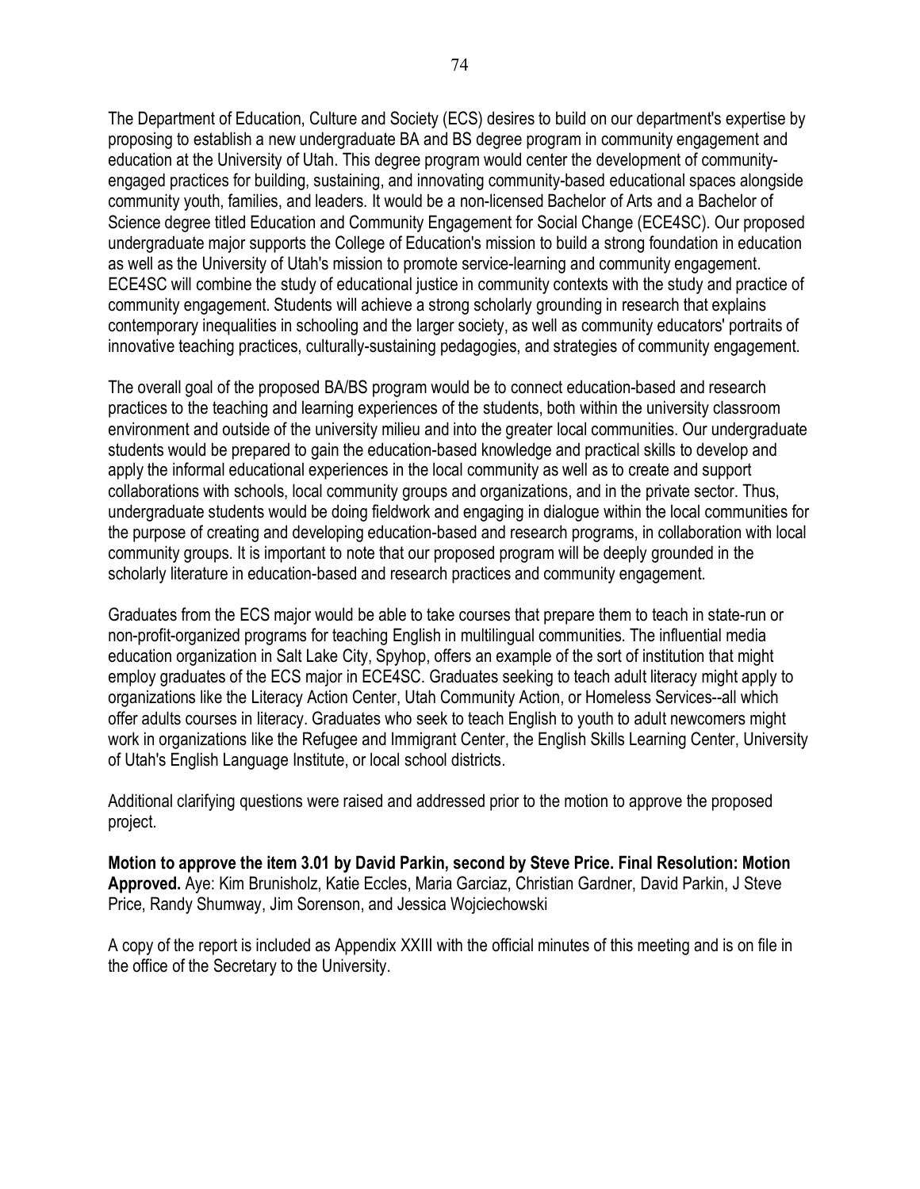The Department of Education, Culture and Society (ECS) desires to build on our department's expertise by proposing to establish a new undergraduate BA and BS degree program in community engagement and education at the University of Utah. This degree program would center the development of community-engaged practices for building, sustaining, and innovating community-based educational spaces alongside community youth, families, and leaders. It would be a non-licensed Bachelor of Arts and a Bachelor of Science degree titled Education and Community Engagement for Social Change (ECE4SC). Our proposed undergraduate major supports the College of Education's mission to build a strong foundation in education as well as the University of Utah's mission to promote service-learning and community engagement. ECE4SC will combine the study of educational justice in community contexts with the study and practice of community engagement. Students will achieve a strong scholarly grounding in research that explains contemporary inequalities in schooling and the larger society, as well as community educators' portraits of innovative teaching practices, culturally-sustaining pedagogies, and strategies of community engagement.

The overall goal of the proposed BA/BS program would be to connect education-based and research practices to the teaching and learning experiences of the students, both within the university classroom environment and outside of the university milieu and into the greater local communities. Our undergraduate students would be prepared to gain the education-based knowledge and practical skills to develop and apply the informal educational experiences in the local community as well as to create and support collaborations with schools, local community groups and organizations, and in the private sector. Thus, undergraduate students would be doing fieldwork and engaging in dialogue within the local communities for the purpose of creating and developing education-based and research programs, in collaboration with local community groups. It is important to note that our proposed program will be deeply grounded in the scholarly literature in education-based and research practices and community engagement.

Graduates from the ECS major would be able to take courses that prepare them to teach in state-run or non-profit-organized programs for teaching English in multilingual communities. The influential media education organization in Salt Lake City, Spyhop, offers an example of the sort of institution that might employ graduates of the ECS major in ECE4SC. Graduates seeking to teach adult literacy might apply to organizations like the Literacy Action Center, Utah Community Action, or Homeless Services--all which offer adults courses in literacy. Graduates who seek to teach English to youth to adult newcomers might work in organizations like the Refugee and Immigrant Center, the English Skills Learning Center, University of Utah's English Language Institute, or local school districts.

Additional clarifying questions were raised and addressed prior to the motion to approve the proposed project.

**Motion to approve the item 3.01 by David Parkin, second by Steve Price. Final Resolution: Motion Approved.** Aye: Kim Brunisholz, Katie Eccles, Maria Garciaz, Christian Gardner, David Parkin, J Steve Price, Randy Shumway, Jim Sorenson, and Jessica Wojciechowski

A copy of the report is included as Appendix XXIII with the official minutes of this meeting and is on file in the office of the Secretary to the University.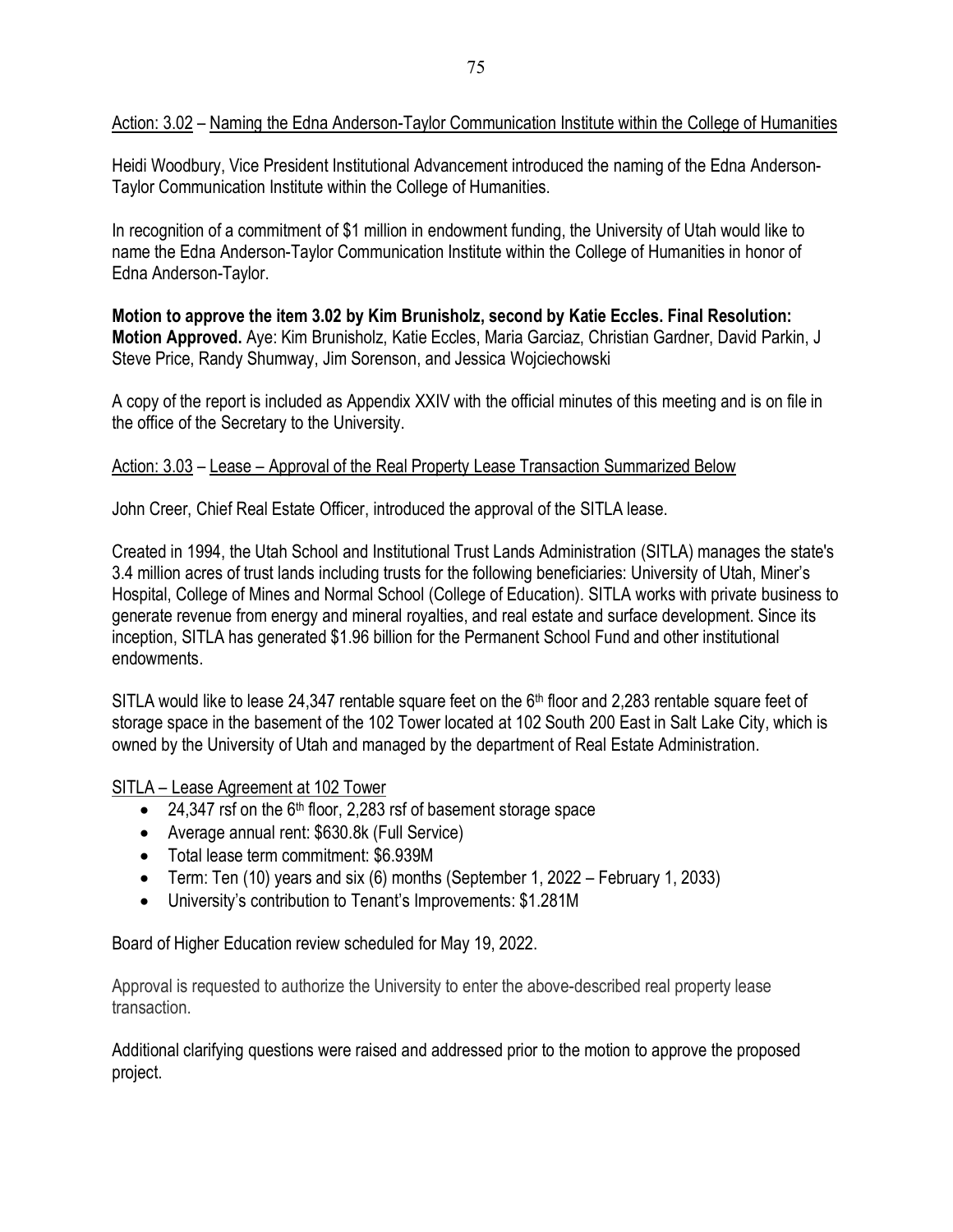Action: 3.02 – Naming the Edna Anderson-Taylor Communication Institute within the College of Humanities

Heidi Woodbury, Vice President Institutional Advancement introduced the naming of the Edna Anderson-Taylor Communication Institute within the College of Humanities.

In recognition of a commitment of $1 million in endowment funding, the University of Utah would like to name the Edna Anderson-Taylor Communication Institute within the College of Humanities in honor of Edna Anderson-Taylor.

**Motion to approve the item 3.02 by Kim Brunisholz, second by Katie Eccles. Final Resolution: Motion Approved.** Aye: Kim Brunisholz, Katie Eccles, Maria Garciaz, Christian Gardner, David Parkin, J Steve Price, Randy Shumway, Jim Sorenson, and Jessica Wojciechowski

A copy of the report is included as Appendix XXIV with the official minutes of this meeting and is on file in the office of the Secretary to the University.

Action: 3.03 – Lease – Approval of the Real Property Lease Transaction Summarized Below

John Creer, Chief Real Estate Officer, introduced the approval of the SITLA lease.

Created in 1994, the Utah School and Institutional Trust Lands Administration (SITLA) manages the state's 3.4 million acres of trust lands including trusts for the following beneficiaries: University of Utah, Miner's Hospital, College of Mines and Normal School (College of Education). SITLA works with private business to generate revenue from energy and mineral royalties, and real estate and surface development. Since its inception, SITLA has generated $1.96 billion for the Permanent School Fund and other institutional endowments.

SITLA would like to lease 24,347 rentable square feet on the 6th floor and 2,283 rentable square feet of storage space in the basement of the 102 Tower located at 102 South 200 East in Salt Lake City, which is owned by the University of Utah and managed by the department of Real Estate Administration.

SITLA – Lease Agreement at 102 Tower

- 24,347 rsf on the 6th floor, 2,283 rsf of basement storage space
- Average annual rent: $630.8k (Full Service)
- Total lease term commitment: $6.939M
- Term: Ten (10) years and six (6) months (September 1, 2022 – February 1, 2033)
- University's contribution to Tenant's Improvements: $1.281M

Board of Higher Education review scheduled for May 19, 2022.

Approval is requested to authorize the University to enter the above-described real property lease transaction.

Additional clarifying questions were raised and addressed prior to the motion to approve the proposed project.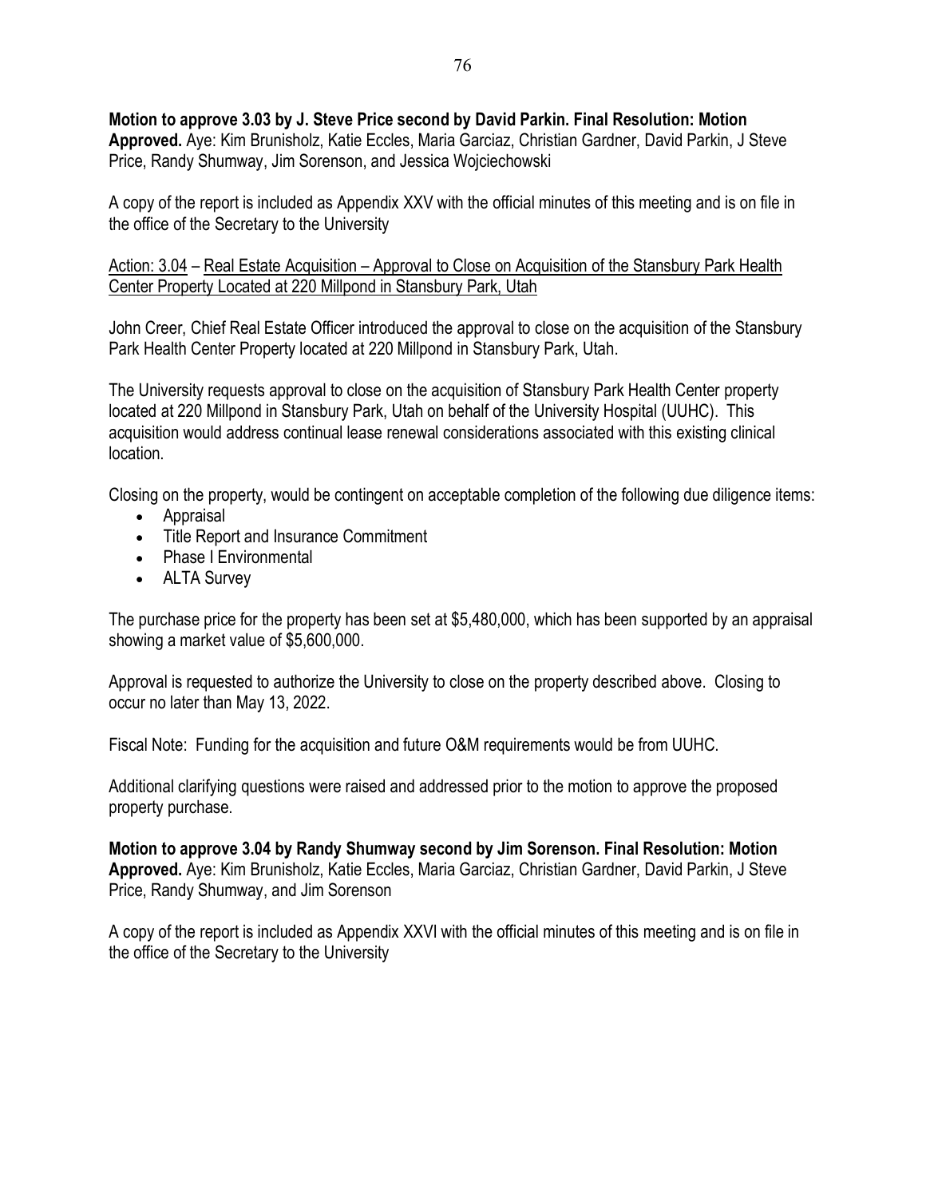**Motion to approve 3.03 by J. Steve Price second by David Parkin. Final Resolution: Motion Approved.** Aye: Kim Brunisholz, Katie Eccles, Maria Garciaz, Christian Gardner, David Parkin, J Steve Price, Randy Shumway, Jim Sorenson, and Jessica Wojciechowski

A copy of the report is included as Appendix XXV with the official minutes of this meeting and is on file in the office of the Secretary to the University

<u>Action: 3.04</u> – <u>Real Estate Acquisition – Approval to Close on Acquisition of the Stansbury Park Health Center Property Located at 220 Millpond in Stansbury Park, Utah</u>

John Creer, Chief Real Estate Officer introduced the approval to close on the acquisition of the Stansbury Park Health Center Property located at 220 Millpond in Stansbury Park, Utah.

The University requests approval to close on the acquisition of Stansbury Park Health Center property located at 220 Millpond in Stansbury Park, Utah on behalf of the University Hospital (UUHC). This acquisition would address continual lease renewal considerations associated with this existing clinical location.

Closing on the property, would be contingent on acceptable completion of the following due diligence items:

- Appraisal
- Title Report and Insurance Commitment
- Phase I Environmental
- ALTA Survey

The purchase price for the property has been set at \$5,480,000, which has been supported by an appraisal showing a market value of \$5,600,000.

Approval is requested to authorize the University to close on the property described above. Closing to occur no later than May 13, 2022.

Fiscal Note: Funding for the acquisition and future O&M requirements would be from UUHC.

Additional clarifying questions were raised and addressed prior to the motion to approve the proposed property purchase.

**Motion to approve 3.04 by Randy Shumway second by Jim Sorenson. Final Resolution: Motion Approved.** Aye: Kim Brunisholz, Katie Eccles, Maria Garciaz, Christian Gardner, David Parkin, J Steve Price, Randy Shumway, and Jim Sorenson

A copy of the report is included as Appendix XXVI with the official minutes of this meeting and is on file in the office of the Secretary to the University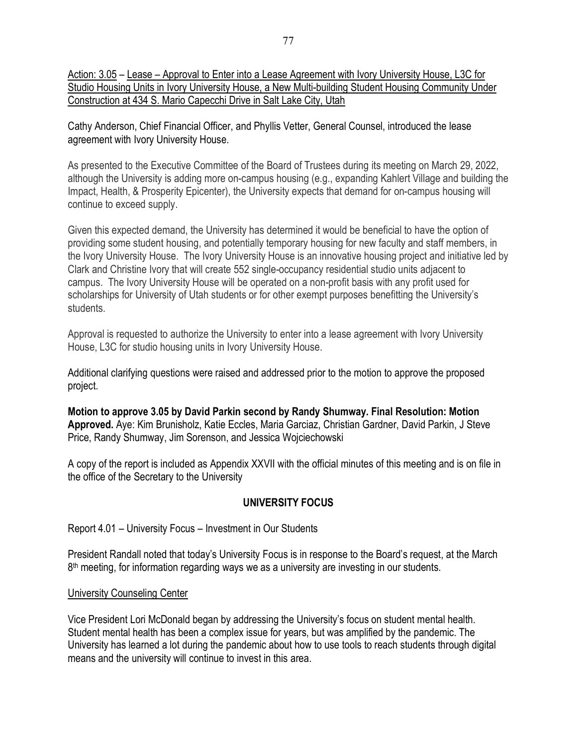Action: 3.05 – Lease – Approval to Enter into a Lease Agreement with Ivory University House, L3C for Studio Housing Units in Ivory University House, a New Multi-building Student Housing Community Under Construction at 434 S. Mario Capecchi Drive in Salt Lake City, Utah

Cathy Anderson, Chief Financial Officer, and Phyllis Vetter, General Counsel, introduced the lease agreement with Ivory University House.

As presented to the Executive Committee of the Board of Trustees during its meeting on March 29, 2022, although the University is adding more on-campus housing (e.g., expanding Kahlert Village and building the Impact, Health, & Prosperity Epicenter), the University expects that demand for on-campus housing will continue to exceed supply.

Given this expected demand, the University has determined it would be beneficial to have the option of providing some student housing, and potentially temporary housing for new faculty and staff members, in the Ivory University House. The Ivory University House is an innovative housing project and initiative led by Clark and Christine Ivory that will create 552 single-occupancy residential studio units adjacent to campus. The Ivory University House will be operated on a non-profit basis with any profit used for scholarships for University of Utah students or for other exempt purposes benefitting the University's students.

Approval is requested to authorize the University to enter into a lease agreement with Ivory University House, L3C for studio housing units in Ivory University House.

Additional clarifying questions were raised and addressed prior to the motion to approve the proposed project.

**Motion to approve 3.05 by David Parkin second by Randy Shumway. Final Resolution: Motion Approved.** Aye: Kim Brunisholz, Katie Eccles, Maria Garciaz, Christian Gardner, David Parkin, J Steve Price, Randy Shumway, Jim Sorenson, and Jessica Wojciechowski

A copy of the report is included as Appendix XXVII with the official minutes of this meeting and is on file in the office of the Secretary to the University

## UNIVERSITY FOCUS

Report 4.01 – University Focus – Investment in Our Students

President Randall noted that today's University Focus is in response to the Board's request, at the March 8th meeting, for information regarding ways we as a university are investing in our students.

### University Counseling Center

Vice President Lori McDonald began by addressing the University's focus on student mental health. Student mental health has been a complex issue for years, but was amplified by the pandemic. The University has learned a lot during the pandemic about how to use tools to reach students through digital means and the university will continue to invest in this area.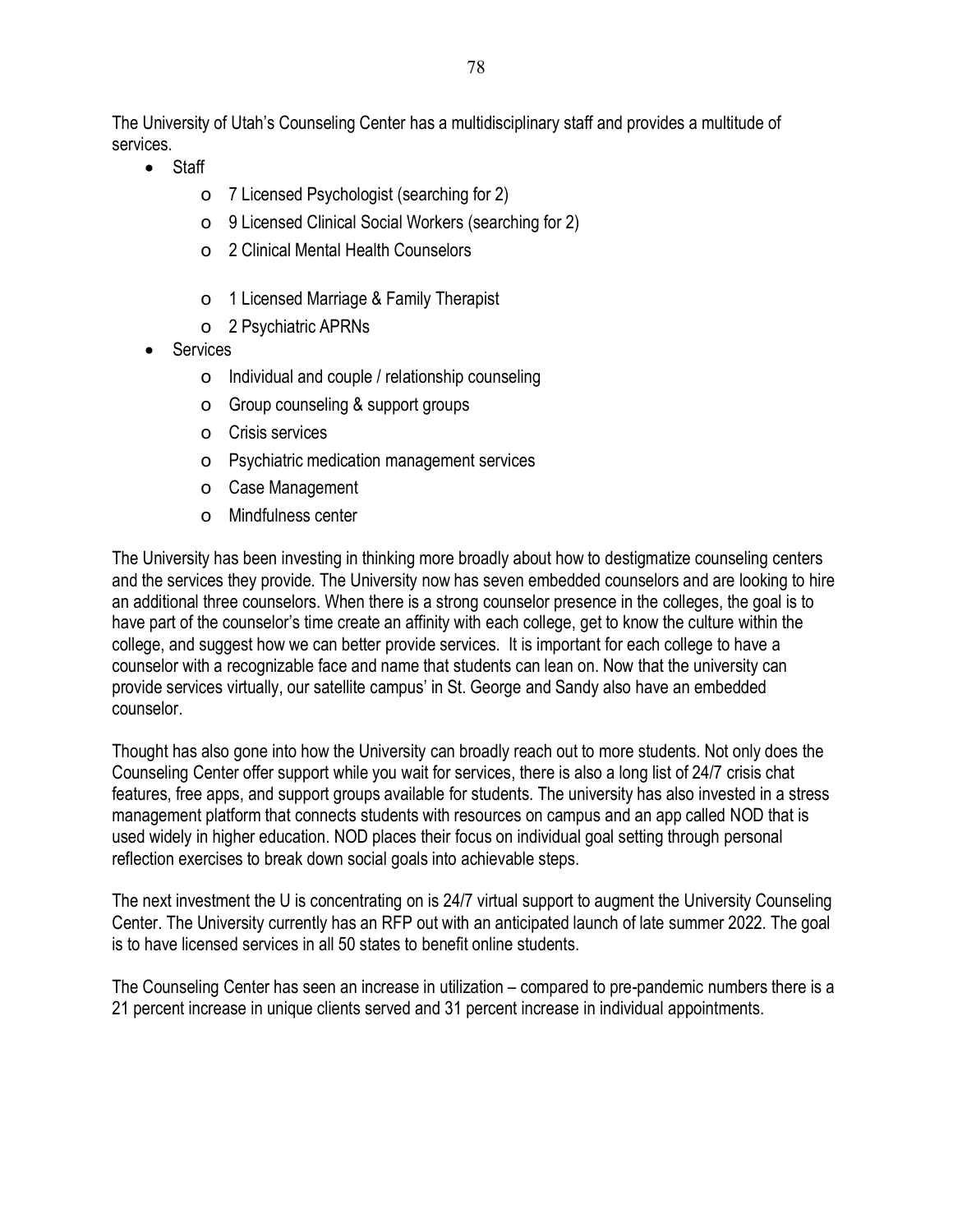The University of Utah's Counseling Center has a multidisciplinary staff and provides a multitude of services.

- Staff
  - 7 Licensed Psychologist (searching for 2)
  - 9 Licensed Clinical Social Workers (searching for 2)
  - 2 Clinical Mental Health Counselors
  - 1 Licensed Marriage & Family Therapist
  - 2 Psychiatric APRNs
- Services
  - Individual and couple / relationship counseling
  - Group counseling & support groups
  - Crisis services
  - Psychiatric medication management services
  - Case Management
  - Mindfulness center

The University has been investing in thinking more broadly about how to destigmatize counseling centers and the services they provide. The University now has seven embedded counselors and are looking to hire an additional three counselors. When there is a strong counselor presence in the colleges, the goal is to have part of the counselor's time create an affinity with each college, get to know the culture within the college, and suggest how we can better provide services. It is important for each college to have a counselor with a recognizable face and name that students can lean on. Now that the university can provide services virtually, our satellite campus' in St. George and Sandy also have an embedded counselor.

Thought has also gone into how the University can broadly reach out to more students. Not only does the Counseling Center offer support while you wait for services, there is also a long list of 24/7 crisis chat features, free apps, and support groups available for students. The university has also invested in a stress management platform that connects students with resources on campus and an app called NOD that is used widely in higher education. NOD places their focus on individual goal setting through personal reflection exercises to break down social goals into achievable steps.

The next investment the U is concentrating on is 24/7 virtual support to augment the University Counseling Center. The University currently has an RFP out with an anticipated launch of late summer 2022. The goal is to have licensed services in all 50 states to benefit online students.

The Counseling Center has seen an increase in utilization – compared to pre-pandemic numbers there is a 21 percent increase in unique clients served and 31 percent increase in individual appointments.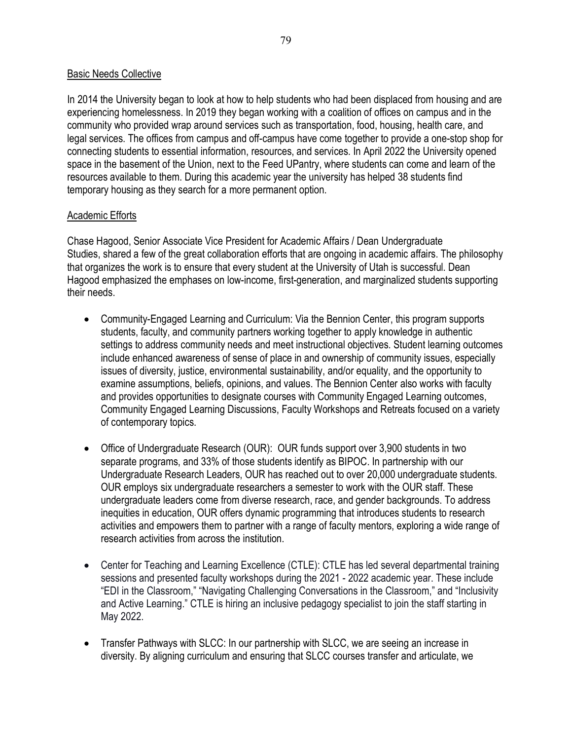## Basic Needs Collective

In 2014 the University began to look at how to help students who had been displaced from housing and are experiencing homelessness. In 2019 they began working with a coalition of offices on campus and in the community who provided wrap around services such as transportation, food, housing, health care, and legal services. The offices from campus and off-campus have come together to provide a one-stop shop for connecting students to essential information, resources, and services. In April 2022 the University opened space in the basement of the Union, next to the Feed UPantry, where students can come and learn of the resources available to them. During this academic year the university has helped 38 students find temporary housing as they search for a more permanent option.

## Academic Efforts

Chase Hagood, Senior Associate Vice President for Academic Affairs / Dean Undergraduate Studies, shared a few of the great collaboration efforts that are ongoing in academic affairs. The philosophy that organizes the work is to ensure that every student at the University of Utah is successful. Dean Hagood emphasized the emphases on low-income, first-generation, and marginalized students supporting their needs.

- Community-Engaged Learning and Curriculum: Via the Bennion Center, this program supports students, faculty, and community partners working together to apply knowledge in authentic settings to address community needs and meet instructional objectives. Student learning outcomes include enhanced awareness of sense of place in and ownership of community issues, especially issues of diversity, justice, environmental sustainability, and/or equality, and the opportunity to examine assumptions, beliefs, opinions, and values. The Bennion Center also works with faculty and provides opportunities to designate courses with Community Engaged Learning outcomes, Community Engaged Learning Discussions, Faculty Workshops and Retreats focused on a variety of contemporary topics.

- Office of Undergraduate Research (OUR): OUR funds support over 3,900 students in two separate programs, and 33% of those students identify as BIPOC. In partnership with our Undergraduate Research Leaders, OUR has reached out to over 20,000 undergraduate students. OUR employs six undergraduate researchers a semester to work with the OUR staff. These undergraduate leaders come from diverse research, race, and gender backgrounds. To address inequities in education, OUR offers dynamic programming that introduces students to research activities and empowers them to partner with a range of faculty mentors, exploring a wide range of research activities from across the institution.

- Center for Teaching and Learning Excellence (CTLE): CTLE has led several departmental training sessions and presented faculty workshops during the 2021 - 2022 academic year. These include "EDI in the Classroom," "Navigating Challenging Conversations in the Classroom," and "Inclusivity and Active Learning." CTLE is hiring an inclusive pedagogy specialist to join the staff starting in May 2022.

- Transfer Pathways with SLCC: In our partnership with SLCC, we are seeing an increase in diversity. By aligning curriculum and ensuring that SLCC courses transfer and articulate, we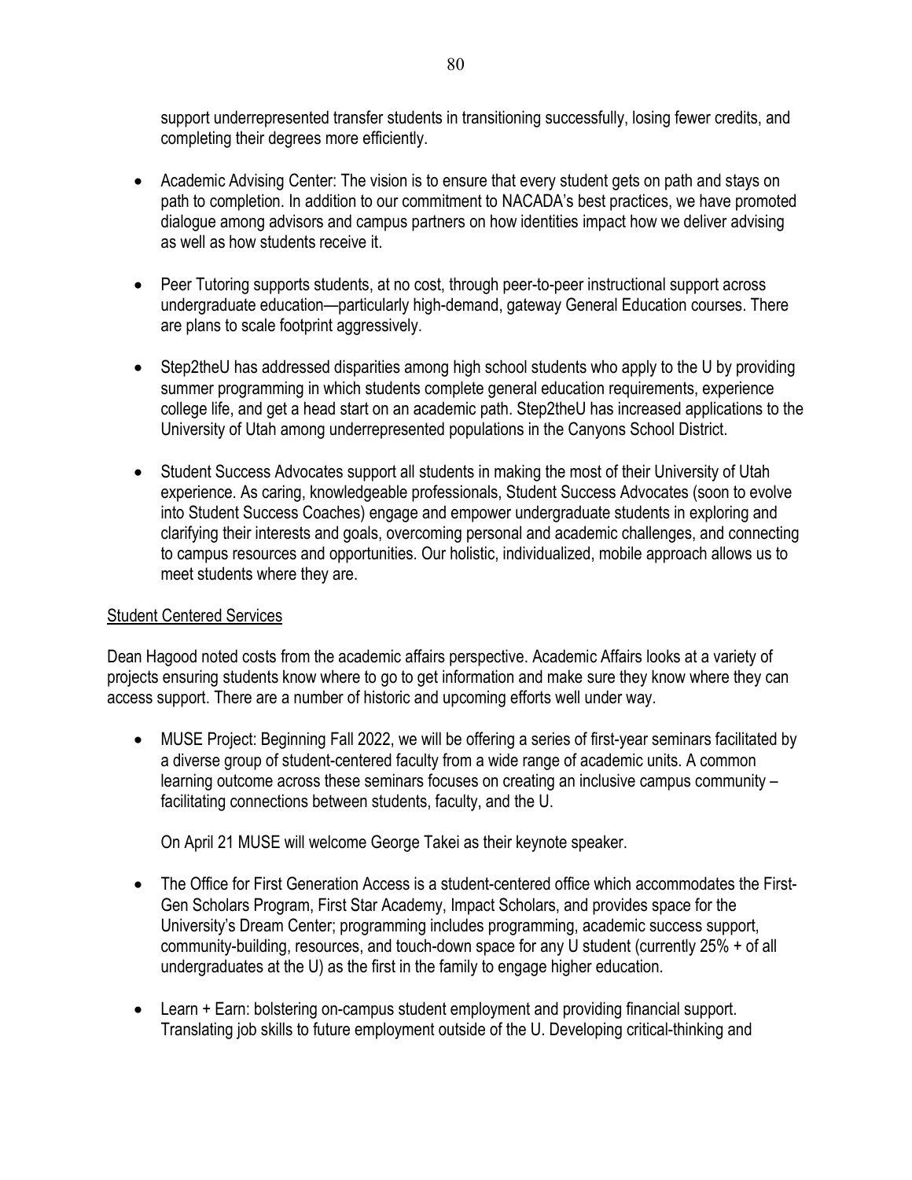support underrepresented transfer students in transitioning successfully, losing fewer credits, and completing their degrees more efficiently.

- Academic Advising Center: The vision is to ensure that every student gets on path and stays on path to completion. In addition to our commitment to NACADA's best practices, we have promoted dialogue among advisors and campus partners on how identities impact how we deliver advising as well as how students receive it.

- Peer Tutoring supports students, at no cost, through peer-to-peer instructional support across undergraduate education—particularly high-demand, gateway General Education courses. There are plans to scale footprint aggressively.

- Step2theU has addressed disparities among high school students who apply to the U by providing summer programming in which students complete general education requirements, experience college life, and get a head start on an academic path. Step2theU has increased applications to the University of Utah among underrepresented populations in the Canyons School District.

- Student Success Advocates support all students in making the most of their University of Utah experience. As caring, knowledgeable professionals, Student Success Advocates (soon to evolve into Student Success Coaches) engage and empower undergraduate students in exploring and clarifying their interests and goals, overcoming personal and academic challenges, and connecting to campus resources and opportunities. Our holistic, individualized, mobile approach allows us to meet students where they are.

<u>Student Centered Services</u>

Dean Hagood noted costs from the academic affairs perspective. Academic Affairs looks at a variety of projects ensuring students know where to go to get information and make sure they know where they can access support. There are a number of historic and upcoming efforts well under way.

- MUSE Project: Beginning Fall 2022, we will be offering a series of first-year seminars facilitated by a diverse group of student-centered faculty from a wide range of academic units. A common learning outcome across these seminars focuses on creating an inclusive campus community – facilitating connections between students, faculty, and the U.

  On April 21 MUSE will welcome George Takei as their keynote speaker.

- The Office for First Generation Access is a student-centered office which accommodates the First-Gen Scholars Program, First Star Academy, Impact Scholars, and provides space for the University's Dream Center; programming includes programming, academic success support, community-building, resources, and touch-down space for any U student (currently 25% + of all undergraduates at the U) as the first in the family to engage higher education.

- Learn + Earn: bolstering on-campus student employment and providing financial support. Translating job skills to future employment outside of the U. Developing critical-thinking and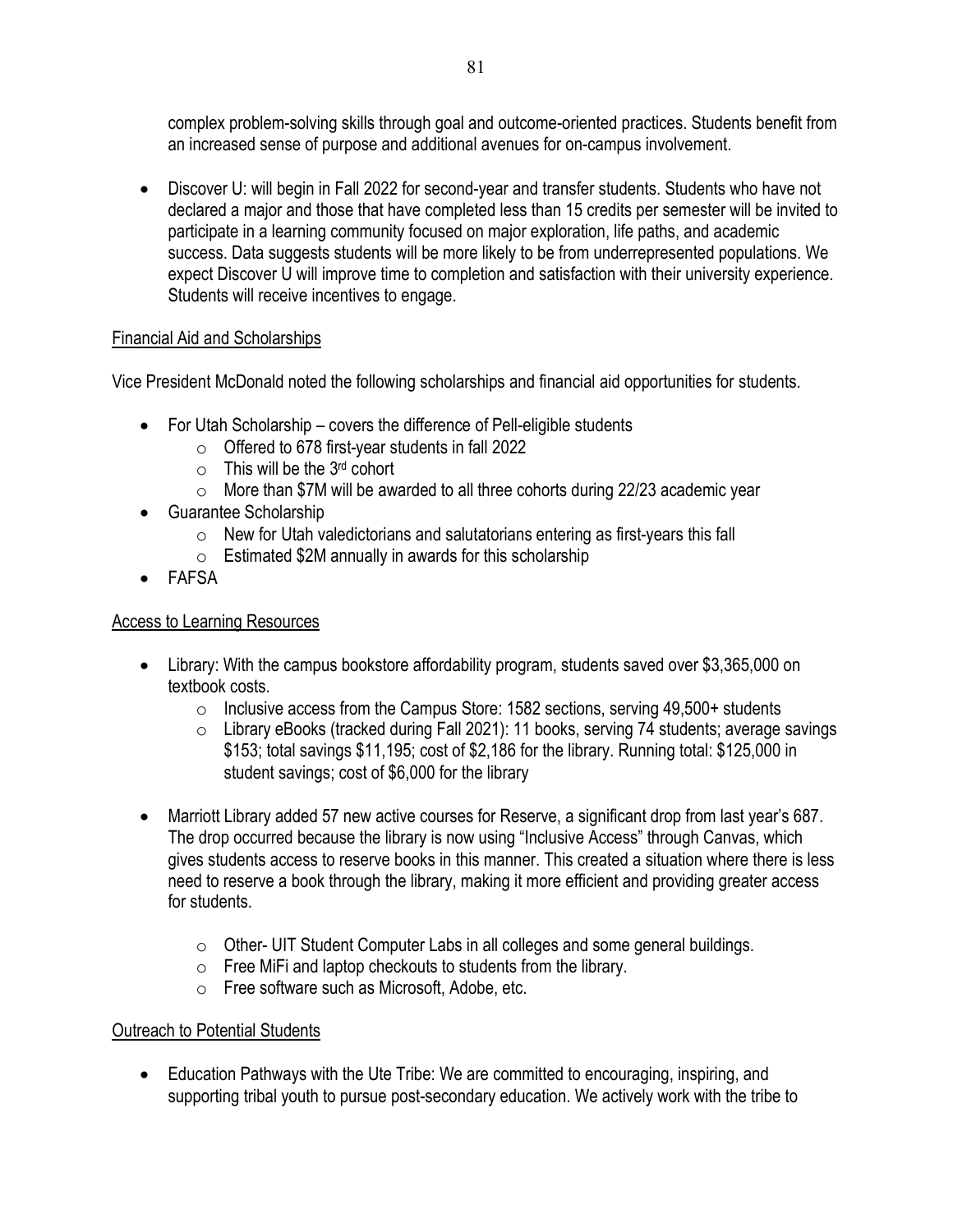complex problem-solving skills through goal and outcome-oriented practices. Students benefit from an increased sense of purpose and additional avenues for on-campus involvement.

- Discover U: will begin in Fall 2022 for second-year and transfer students. Students who have not declared a major and those that have completed less than 15 credits per semester will be invited to participate in a learning community focused on major exploration, life paths, and academic success. Data suggests students will be more likely to be from underrepresented populations. We expect Discover U will improve time to completion and satisfaction with their university experience. Students will receive incentives to engage.

<u>Financial Aid and Scholarships</u>

Vice President McDonald noted the following scholarships and financial aid opportunities for students.

- For Utah Scholarship – covers the difference of Pell-eligible students
  - Offered to 678 first-year students in fall 2022
  - This will be the 3rd cohort
  - More than $7M will be awarded to all three cohorts during 22/23 academic year
- Guarantee Scholarship
  - New for Utah valedictorians and salutatorians entering as first-years this fall
  - Estimated $2M annually in awards for this scholarship
- FAFSA

<u>Access to Learning Resources</u>

- Library: With the campus bookstore affordability program, students saved over $3,365,000 on textbook costs.
  - Inclusive access from the Campus Store: 1582 sections, serving 49,500+ students
  - Library eBooks (tracked during Fall 2021): 11 books, serving 74 students; average savings $153; total savings $11,195; cost of $2,186 for the library. Running total: $125,000 in student savings; cost of $6,000 for the library

- Marriott Library added 57 new active courses for Reserve, a significant drop from last year's 687. The drop occurred because the library is now using "Inclusive Access" through Canvas, which gives students access to reserve books in this manner. This created a situation where there is less need to reserve a book through the library, making it more efficient and providing greater access for students.

  - Other- UIT Student Computer Labs in all colleges and some general buildings.
  - Free MiFi and laptop checkouts to students from the library.
  - Free software such as Microsoft, Adobe, etc.

<u>Outreach to Potential Students</u>

- Education Pathways with the Ute Tribe: We are committed to encouraging, inspiring, and supporting tribal youth to pursue post-secondary education. We actively work with the tribe to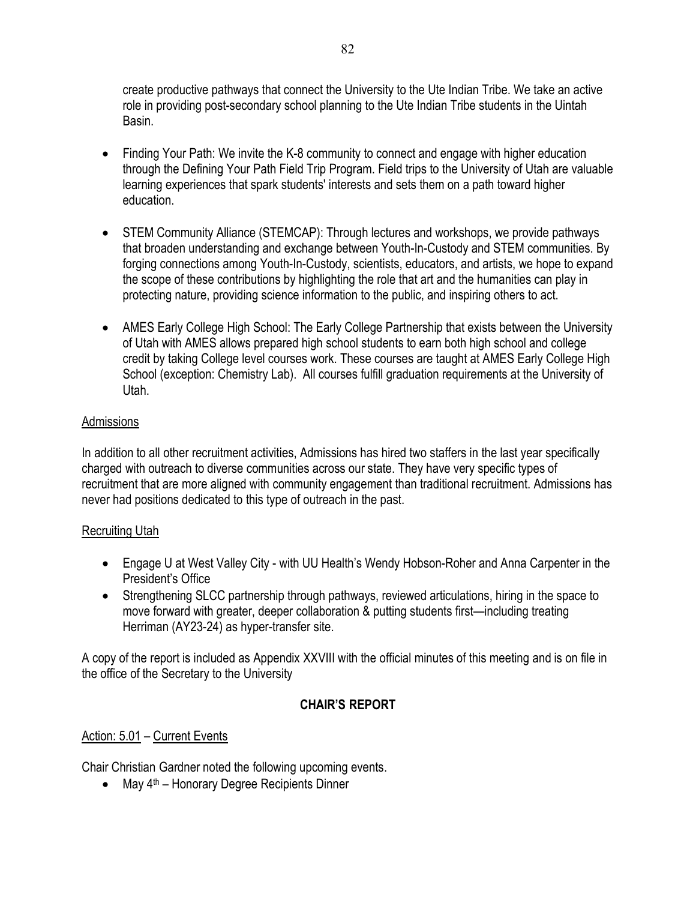create productive pathways that connect the University to the Ute Indian Tribe. We take an active role in providing post-secondary school planning to the Ute Indian Tribe students in the Uintah Basin.

- Finding Your Path: We invite the K-8 community to connect and engage with higher education through the Defining Your Path Field Trip Program. Field trips to the University of Utah are valuable learning experiences that spark students' interests and sets them on a path toward higher education.

- STEM Community Alliance (STEMCAP): Through lectures and workshops, we provide pathways that broaden understanding and exchange between Youth-In-Custody and STEM communities. By forging connections among Youth-In-Custody, scientists, educators, and artists, we hope to expand the scope of these contributions by highlighting the role that art and the humanities can play in protecting nature, providing science information to the public, and inspiring others to act.

- AMES Early College High School: The Early College Partnership that exists between the University of Utah with AMES allows prepared high school students to earn both high school and college credit by taking College level courses work. These courses are taught at AMES Early College High School (exception: Chemistry Lab). All courses fulfill graduation requirements at the University of Utah.

<u>Admissions</u>

In addition to all other recruitment activities, Admissions has hired two staffers in the last year specifically charged with outreach to diverse communities across our state. They have very specific types of recruitment that are more aligned with community engagement than traditional recruitment. Admissions has never had positions dedicated to this type of outreach in the past.

<u>Recruiting Utah</u>

- Engage U at West Valley City - with UU Health's Wendy Hobson-Roher and Anna Carpenter in the President's Office
- Strengthening SLCC partnership through pathways, reviewed articulations, hiring in the space to move forward with greater, deeper collaboration & putting students first—including treating Herriman (AY23-24) as hyper-transfer site.

A copy of the report is included as Appendix XXVIII with the official minutes of this meeting and is on file in the office of the Secretary to the University

**CHAIR'S REPORT**

<u>Action: 5.01</u> – <u>Current Events</u>

Chair Christian Gardner noted the following upcoming events.

- May 4th – Honorary Degree Recipients Dinner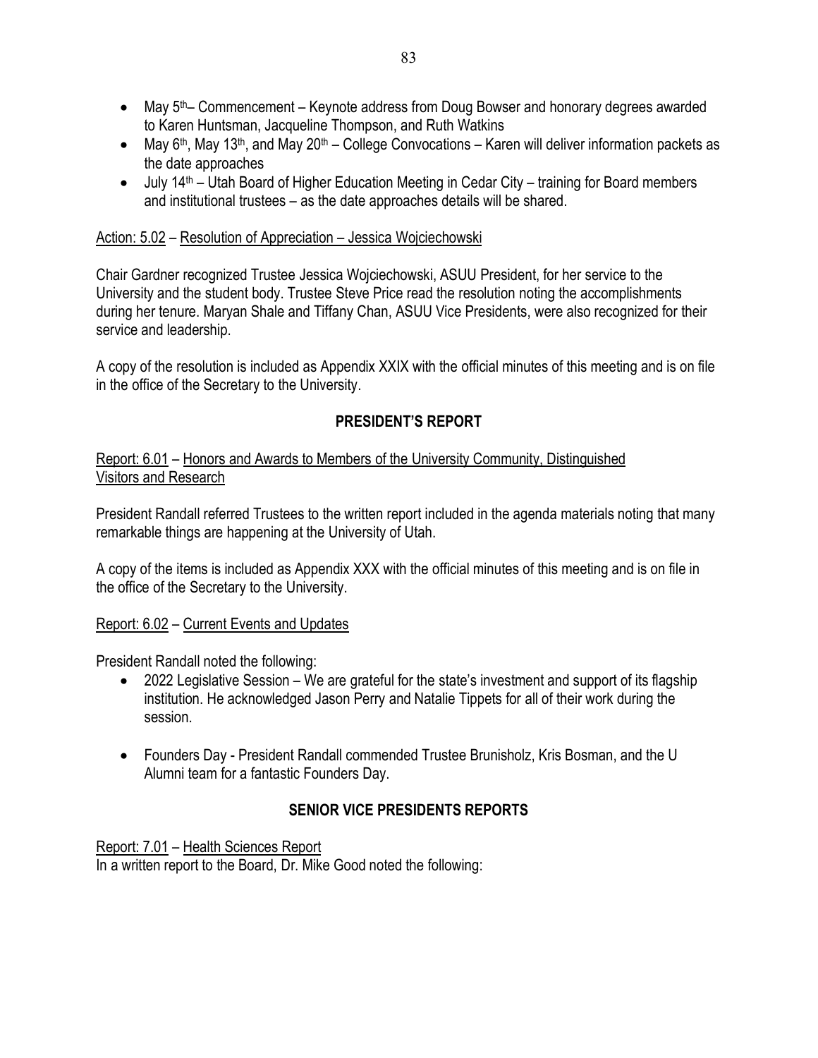- May 5th– Commencement – Keynote address from Doug Bowser and honorary degrees awarded to Karen Huntsman, Jacqueline Thompson, and Ruth Watkins
- May 6th, May 13th, and May 20th – College Convocations – Karen will deliver information packets as the date approaches
- July 14th – Utah Board of Higher Education Meeting in Cedar City – training for Board members and institutional trustees – as the date approaches details will be shared.

Action: 5.02 – Resolution of Appreciation – Jessica Wojciechowski

Chair Gardner recognized Trustee Jessica Wojciechowski, ASUU President, for her service to the University and the student body. Trustee Steve Price read the resolution noting the accomplishments during her tenure. Maryan Shale and Tiffany Chan, ASUU Vice Presidents, were also recognized for their service and leadership.

A copy of the resolution is included as Appendix XXIX with the official minutes of this meeting and is on file in the office of the Secretary to the University.

## PRESIDENT'S REPORT

Report: 6.01 – Honors and Awards to Members of the University Community, Distinguished Visitors and Research

President Randall referred Trustees to the written report included in the agenda materials noting that many remarkable things are happening at the University of Utah.

A copy of the items is included as Appendix XXX with the official minutes of this meeting and is on file in the office of the Secretary to the University.

Report: 6.02 – Current Events and Updates

President Randall noted the following:

- 2022 Legislative Session – We are grateful for the state's investment and support of its flagship institution. He acknowledged Jason Perry and Natalie Tippets for all of their work during the session.
- Founders Day - President Randall commended Trustee Brunisholz, Kris Bosman, and the U Alumni team for a fantastic Founders Day.

## SENIOR VICE PRESIDENTS REPORTS

Report: 7.01 – Health Sciences Report

In a written report to the Board, Dr. Mike Good noted the following: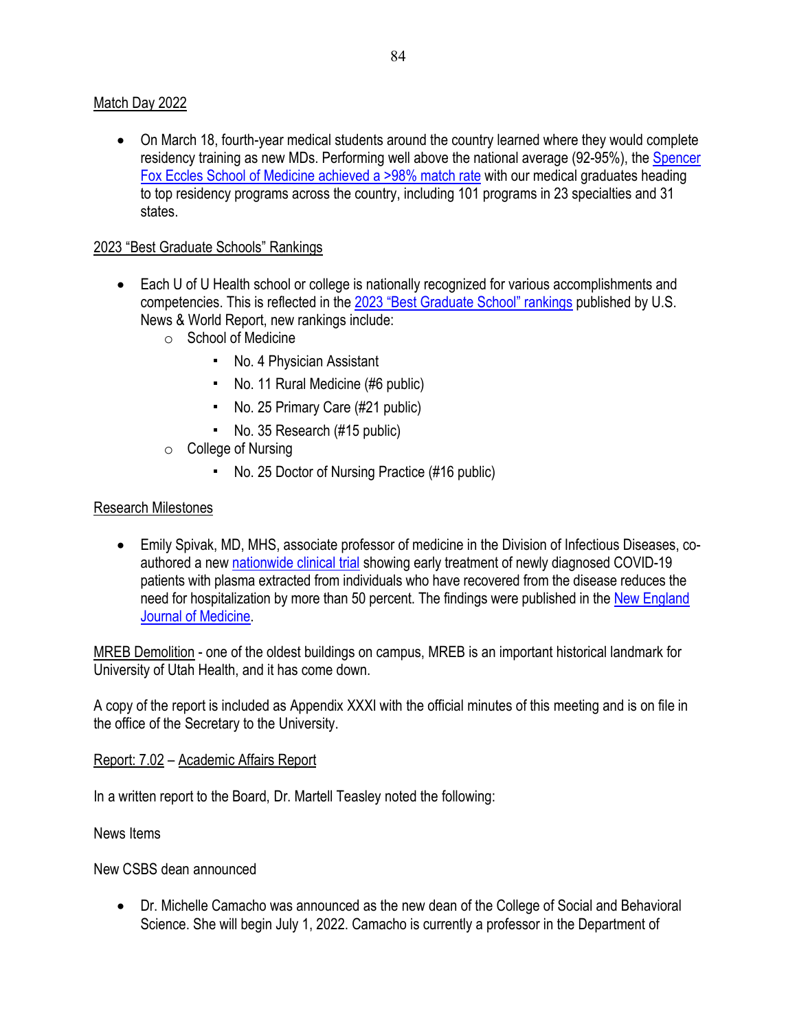Match Day 2022

- On March 18, fourth-year medical students around the country learned where they would complete residency training as new MDs. Performing well above the national average (92-95%), the Spencer Fox Eccles School of Medicine achieved a >98% match rate with our medical graduates heading to top residency programs across the country, including 101 programs in 23 specialties and 31 states.

2023 "Best Graduate Schools" Rankings

- Each U of U Health school or college is nationally recognized for various accomplishments and competencies. This is reflected in the 2023 "Best Graduate School" rankings published by U.S. News & World Report, new rankings include:
  - School of Medicine
    - No. 4 Physician Assistant
    - No. 11 Rural Medicine (#6 public)
    - No. 25 Primary Care (#21 public)
    - No. 35 Research (#15 public)
  - College of Nursing
    - No. 25 Doctor of Nursing Practice (#16 public)

Research Milestones

- Emily Spivak, MD, MHS, associate professor of medicine in the Division of Infectious Diseases, co-authored a new nationwide clinical trial showing early treatment of newly diagnosed COVID-19 patients with plasma extracted from individuals who have recovered from the disease reduces the need for hospitalization by more than 50 percent. The findings were published in the New England Journal of Medicine.

MREB Demolition - one of the oldest buildings on campus, MREB is an important historical landmark for University of Utah Health, and it has come down.

A copy of the report is included as Appendix XXXI with the official minutes of this meeting and is on file in the office of the Secretary to the University.

Report: 7.02 – Academic Affairs Report

In a written report to the Board, Dr. Martell Teasley noted the following:

News Items

New CSBS dean announced

- Dr. Michelle Camacho was announced as the new dean of the College of Social and Behavioral Science. She will begin July 1, 2022. Camacho is currently a professor in the Department of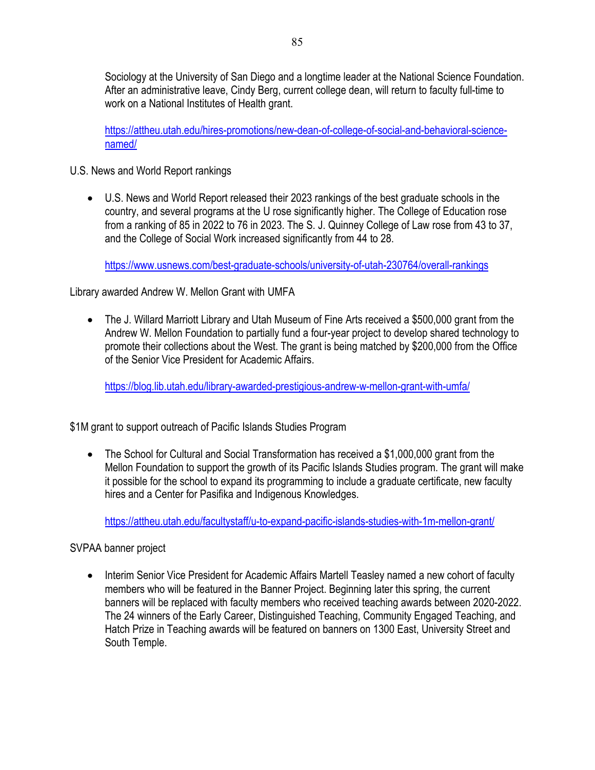Sociology at the University of San Diego and a longtime leader at the National Science Foundation. After an administrative leave, Cindy Berg, current college dean, will return to faculty full-time to work on a National Institutes of Health grant.

https://attheu.utah.edu/hires-promotions/new-dean-of-college-of-social-and-behavioral-science-named/

U.S. News and World Report rankings

- U.S. News and World Report released their 2023 rankings of the best graduate schools in the country, and several programs at the U rose significantly higher. The College of Education rose from a ranking of 85 in 2022 to 76 in 2023. The S. J. Quinney College of Law rose from 43 to 37, and the College of Social Work increased significantly from 44 to 28.

  https://www.usnews.com/best-graduate-schools/university-of-utah-230764/overall-rankings

Library awarded Andrew W. Mellon Grant with UMFA

- The J. Willard Marriott Library and Utah Museum of Fine Arts received a $500,000 grant from the Andrew W. Mellon Foundation to partially fund a four-year project to develop shared technology to promote their collections about the West. The grant is being matched by $200,000 from the Office of the Senior Vice President for Academic Affairs.

  https://blog.lib.utah.edu/library-awarded-prestigious-andrew-w-mellon-grant-with-umfa/

$1M grant to support outreach of Pacific Islands Studies Program

- The School for Cultural and Social Transformation has received a $1,000,000 grant from the Mellon Foundation to support the growth of its Pacific Islands Studies program. The grant will make it possible for the school to expand its programming to include a graduate certificate, new faculty hires and a Center for Pasifika and Indigenous Knowledges.

  https://attheu.utah.edu/facultystaff/u-to-expand-pacific-islands-studies-with-1m-mellon-grant/

SVPAA banner project

- Interim Senior Vice President for Academic Affairs Martell Teasley named a new cohort of faculty members who will be featured in the Banner Project. Beginning later this spring, the current banners will be replaced with faculty members who received teaching awards between 2020-2022. The 24 winners of the Early Career, Distinguished Teaching, Community Engaged Teaching, and Hatch Prize in Teaching awards will be featured on banners on 1300 East, University Street and South Temple.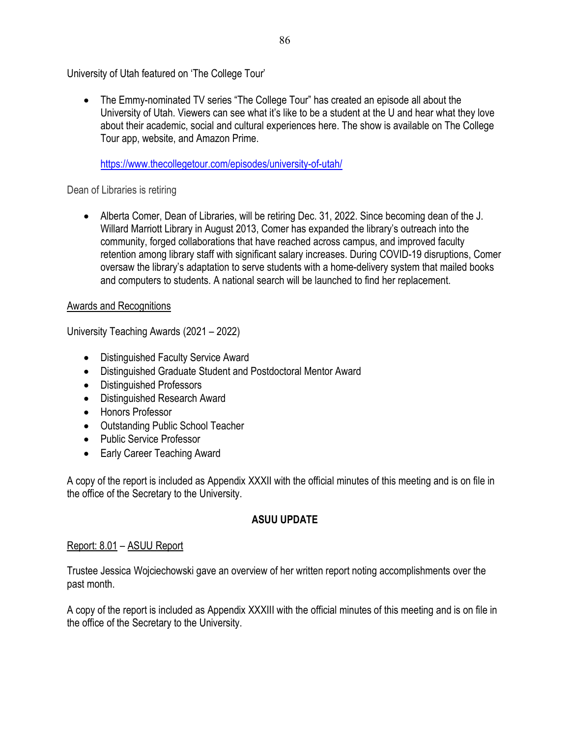University of Utah featured on 'The College Tour'

- The Emmy-nominated TV series "The College Tour" has created an episode all about the University of Utah. Viewers can see what it's like to be a student at the U and hear what they love about their academic, social and cultural experiences here. The show is available on The College Tour app, website, and Amazon Prime.

  https://www.thecollegetour.com/episodes/university-of-utah/

Dean of Libraries is retiring

- Alberta Comer, Dean of Libraries, will be retiring Dec. 31, 2022. Since becoming dean of the J. Willard Marriott Library in August 2013, Comer has expanded the library's outreach into the community, forged collaborations that have reached across campus, and improved faculty retention among library staff with significant salary increases. During COVID-19 disruptions, Comer oversaw the library's adaptation to serve students with a home-delivery system that mailed books and computers to students. A national search will be launched to find her replacement.

<u>Awards and Recognitions</u>

University Teaching Awards (2021 – 2022)

- Distinguished Faculty Service Award
- Distinguished Graduate Student and Postdoctoral Mentor Award
- Distinguished Professors
- Distinguished Research Award
- Honors Professor
- Outstanding Public School Teacher
- Public Service Professor
- Early Career Teaching Award

A copy of the report is included as Appendix XXXII with the official minutes of this meeting and is on file in the office of the Secretary to the University.

## ASUU UPDATE

<u>Report: 8.01</u> – <u>ASUU Report</u>

Trustee Jessica Wojciechowski gave an overview of her written report noting accomplishments over the past month.

A copy of the report is included as Appendix XXXIII with the official minutes of this meeting and is on file in the office of the Secretary to the University.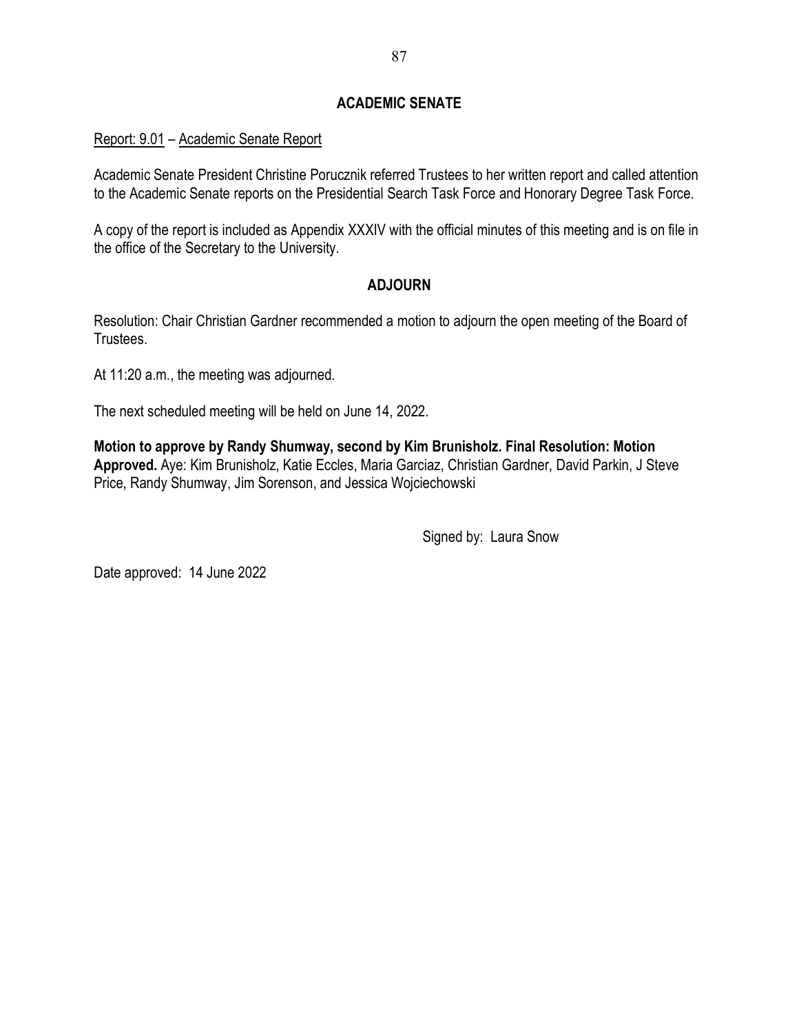## ACADEMIC SENATE

Report: 9.01 – Academic Senate Report

Academic Senate President Christine Porucznik referred Trustees to her written report and called attention to the Academic Senate reports on the Presidential Search Task Force and Honorary Degree Task Force.

A copy of the report is included as Appendix XXXIV with the official minutes of this meeting and is on file in the office of the Secretary to the University.

## ADJOURN

Resolution: Chair Christian Gardner recommended a motion to adjourn the open meeting of the Board of Trustees.

At 11:20 a.m., the meeting was adjourned.

The next scheduled meeting will be held on June 14, 2022.

**Motion to approve by Randy Shumway, second by Kim Brunisholz. Final Resolution: Motion Approved.** Aye: Kim Brunisholz, Katie Eccles, Maria Garciaz, Christian Gardner, David Parkin, J Steve Price, Randy Shumway, Jim Sorenson, and Jessica Wojciechowski

Signed by: Laura Snow

Date approved: 14 June 2022